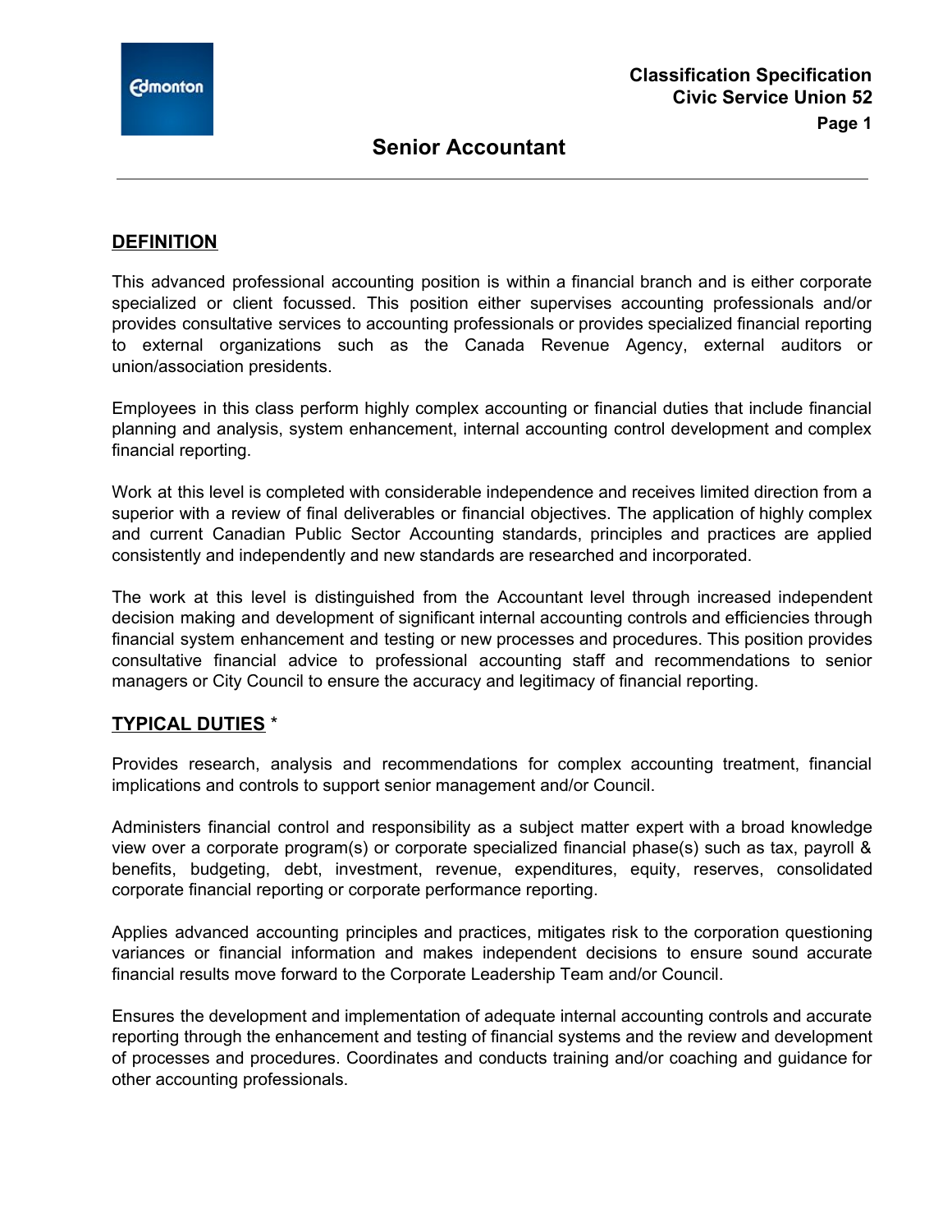Classification Specification
Civic Service Union 52

# Senior Accountant

## DEFINITION

This advanced professional accounting position is within a financial branch and is either corporate specialized or client focussed. This position either supervises accounting professionals and/or provides consultative services to accounting professionals or provides specialized financial reporting to external organizations such as the Canada Revenue Agency, external auditors or union/association presidents.

Employees in this class perform highly complex accounting or financial duties that include financial planning and analysis, system enhancement, internal accounting control development and complex financial reporting.

Work at this level is completed with considerable independence and receives limited direction from a superior with a review of final deliverables or financial objectives. The application of highly complex and current Canadian Public Sector Accounting standards, principles and practices are applied consistently and independently and new standards are researched and incorporated.

The work at this level is distinguished from the Accountant level through increased independent decision making and development of significant internal accounting controls and efficiencies through financial system enhancement and testing or new processes and procedures. This position provides consultative financial advice to professional accounting staff and recommendations to senior managers or City Council to ensure the accuracy and legitimacy of financial reporting.

## TYPICAL DUTIES *

Provides research, analysis and recommendations for complex accounting treatment, financial implications and controls to support senior management and/or Council.

Administers financial control and responsibility as a subject matter expert with a broad knowledge view over a corporate program(s) or corporate specialized financial phase(s) such as tax, payroll & benefits, budgeting, debt, investment, revenue, expenditures, equity, reserves, consolidated corporate financial reporting or corporate performance reporting.

Applies advanced accounting principles and practices, mitigates risk to the corporation questioning variances or financial information and makes independent decisions to ensure sound accurate financial results move forward to the Corporate Leadership Team and/or Council.

Ensures the development and implementation of adequate internal accounting controls and accurate reporting through the enhancement and testing of financial systems and the review and development of processes and procedures. Coordinates and conducts training and/or coaching and guidance for other accounting professionals.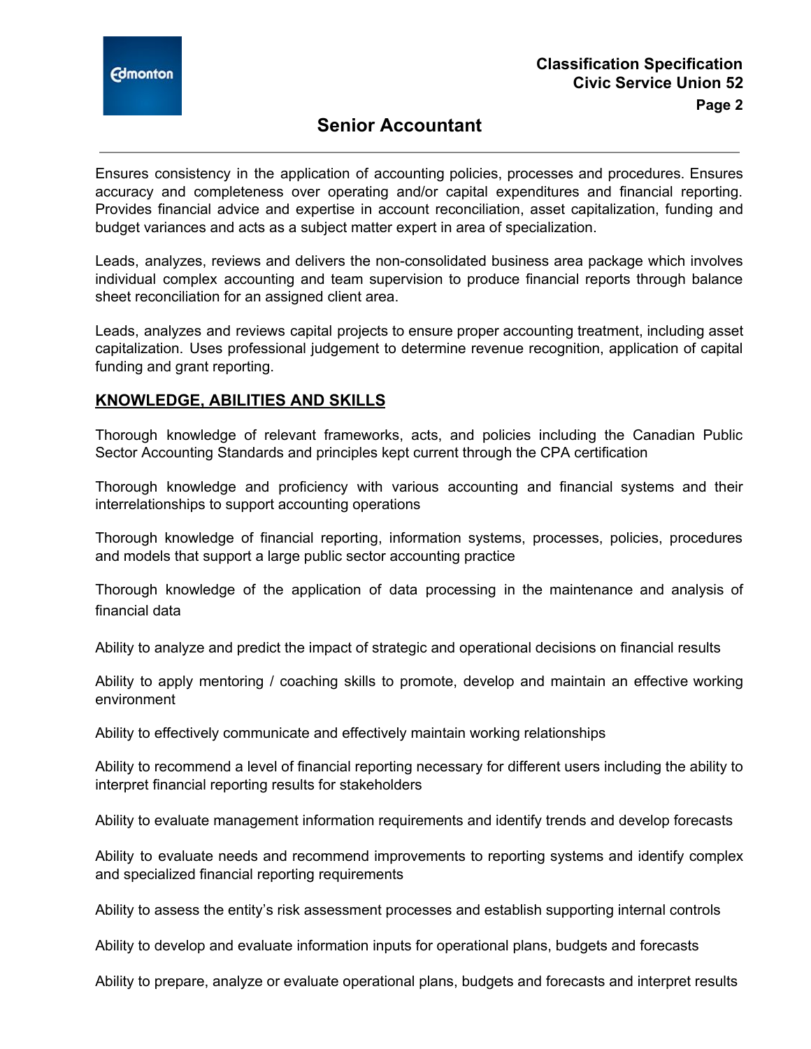Ensures consistency in the application of accounting policies, processes and procedures. Ensures accuracy and completeness over operating and/or capital expenditures and financial reporting. Provides financial advice and expertise in account reconciliation, asset capitalization, funding and budget variances and acts as a subject matter expert in area of specialization.

Leads, analyzes, reviews and delivers the non-consolidated business area package which involves individual complex accounting and team supervision to produce financial reports through balance sheet reconciliation for an assigned client area.

Leads, analyzes and reviews capital projects to ensure proper accounting treatment, including asset capitalization. Uses professional judgement to determine revenue recognition, application of capital funding and grant reporting.

## KNOWLEDGE, ABILITIES AND SKILLS

Thorough knowledge of relevant frameworks, acts, and policies including the Canadian Public Sector Accounting Standards and principles kept current through the CPA certification

Thorough knowledge and proficiency with various accounting and financial systems and their interrelationships to support accounting operations

Thorough knowledge of financial reporting, information systems, processes, policies, procedures and models that support a large public sector accounting practice

Thorough knowledge of the application of data processing in the maintenance and analysis of financial data

Ability to analyze and predict the impact of strategic and operational decisions on financial results

Ability to apply mentoring / coaching skills to promote, develop and maintain an effective working environment

Ability to effectively communicate and effectively maintain working relationships

Ability to recommend a level of financial reporting necessary for different users including the ability to interpret financial reporting results for stakeholders

Ability to evaluate management information requirements and identify trends and develop forecasts

Ability to evaluate needs and recommend improvements to reporting systems and identify complex and specialized financial reporting requirements

Ability to assess the entity's risk assessment processes and establish supporting internal controls

Ability to develop and evaluate information inputs for operational plans, budgets and forecasts

Ability to prepare, analyze or evaluate operational plans, budgets and forecasts and interpret results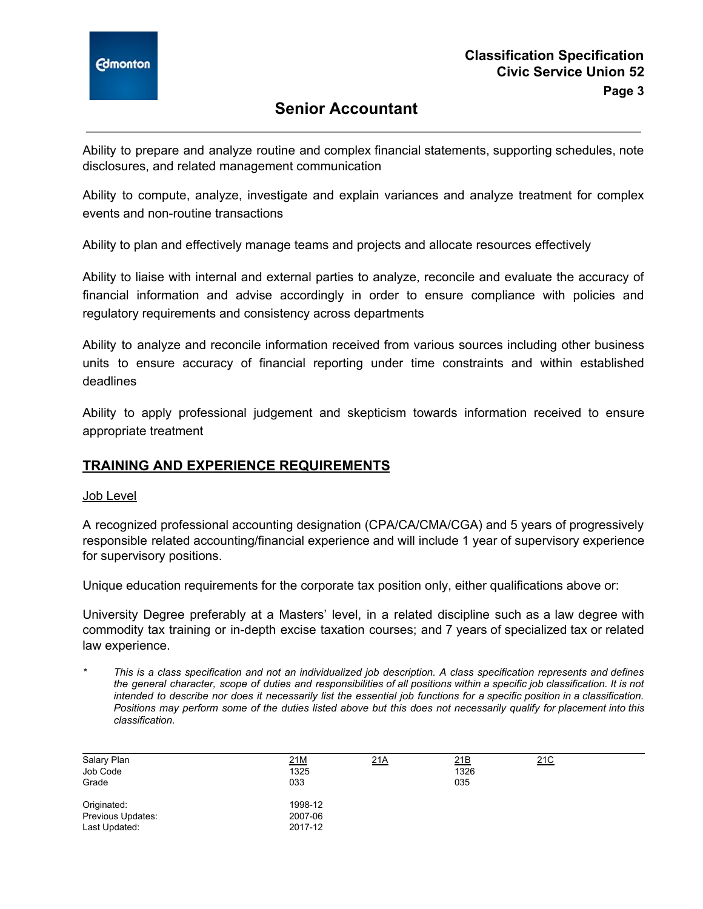Ability to prepare and analyze routine and complex financial statements, supporting schedules, note disclosures, and related management communication

Ability to compute, analyze, investigate and explain variances and analyze treatment for complex events and non-routine transactions

Ability to plan and effectively manage teams and projects and allocate resources effectively

Ability to liaise with internal and external parties to analyze, reconcile and evaluate the accuracy of financial information and advise accordingly in order to ensure compliance with policies and regulatory requirements and consistency across departments

Ability to analyze and reconcile information received from various sources including other business units to ensure accuracy of financial reporting under time constraints and within established deadlines

Ability to apply professional judgement and skepticism towards information received to ensure appropriate treatment

## TRAINING AND EXPERIENCE REQUIREMENTS

Job Level

A recognized professional accounting designation (CPA/CA/CMA/CGA) and 5 years of progressively responsible related accounting/financial experience and will include 1 year of supervisory experience for supervisory positions.

Unique education requirements for the corporate tax position only, either qualifications above or:

University Degree preferably at a Masters' level, in a related discipline such as a law degree with commodity tax training or in-depth excise taxation courses; and 7 years of specialized tax or related law experience.

\* *This is a class specification and not an individualized job description. A class specification represents and defines the general character, scope of duties and responsibilities of all positions within a specific job classification. It is not intended to describe nor does it necessarily list the essential job functions for a specific position in a classification. Positions may perform some of the duties listed above but this does not necessarily qualify for placement into this classification.*

| Salary Plan | 21M | 21A | 21B | 21C |
|---|---|---|---|---|
| Job Code | 1325 | | 1326 | |
| Grade | 033 | | 035 | |
| Originated: | 1998-12 | | | |
| Previous Updates: | 2007-06 | | | |
| Last Updated: | 2017-12 | | | |